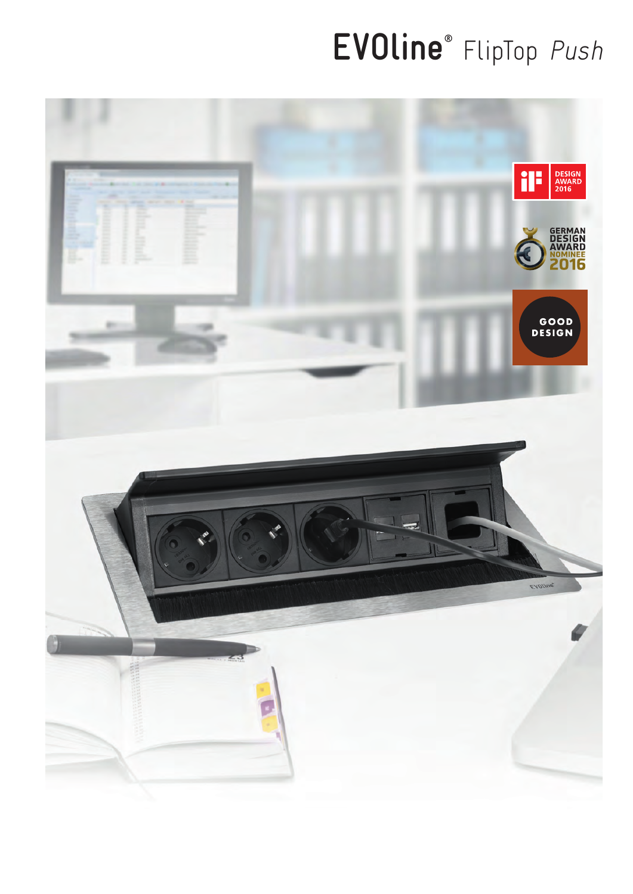# EVOline® FlipTop *Push*

DESIGN AWARD 2016

GERMAN DESIGN AWARD NOMINEE 2016

GOOD DESIGN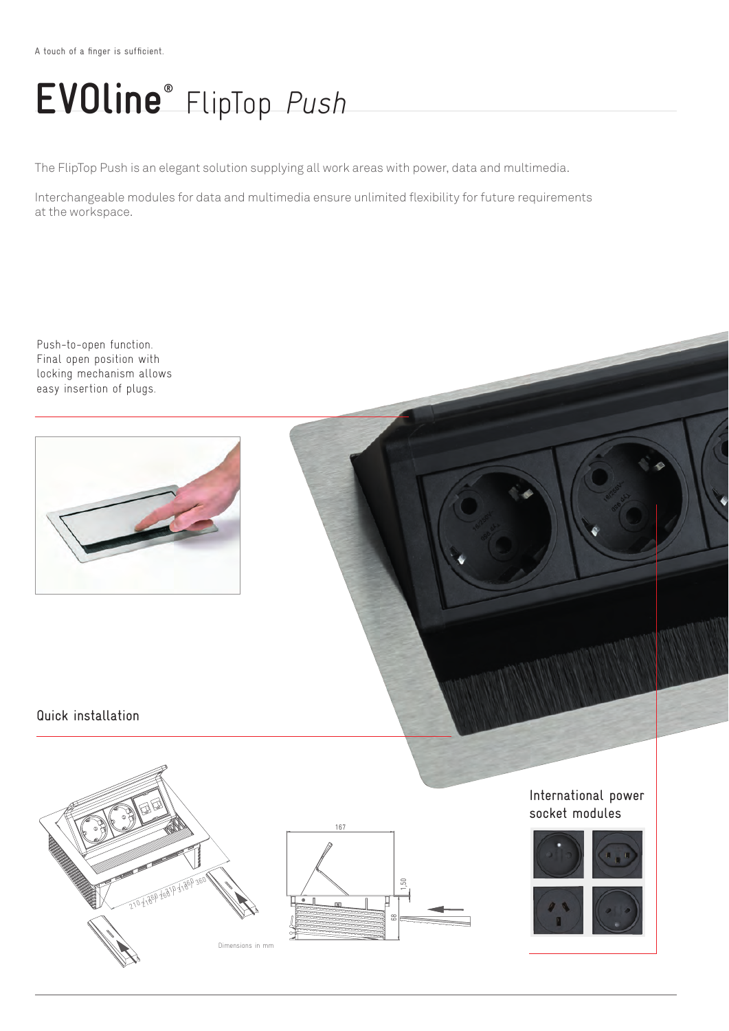A touch of a finger is sufficient.

# EVOline® FlipTop *Push*

The FlipTop Push is an elegant solution supplying all work areas with power, data and multimedia.

Interchangeable modules for data and multimedia ensure unlimited flexibility for future requirements at the workspace.

Push-to-open function. Final open position with locking mechanism allows easy insertion of plugs.

## Quick installation

210 / 167 / 260 / 218 / 310 / 360

167

1,50

68

Dimensions in mm

## International power socket modules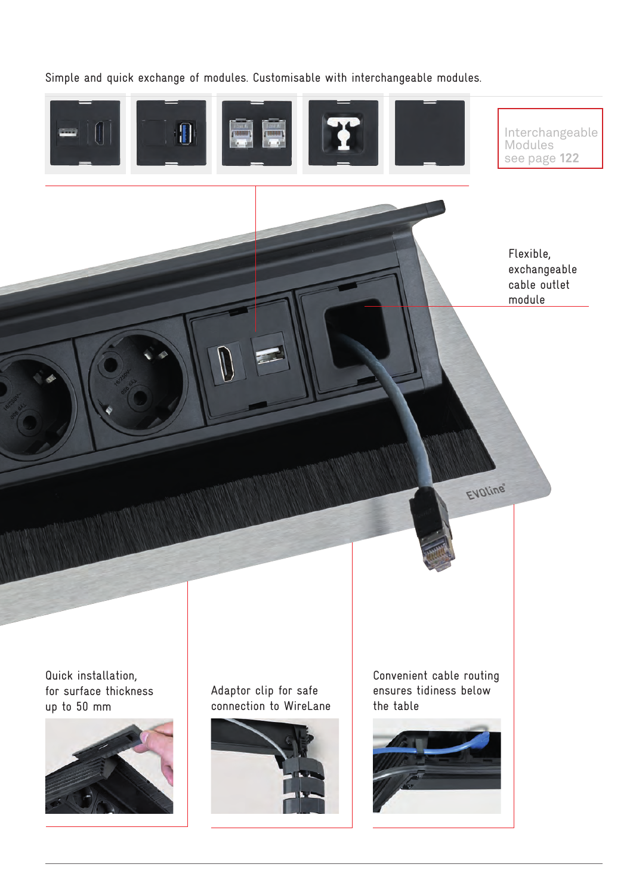Simple and quick exchange of modules. Customisable with interchangeable modules.

Interchangeable Modules
see page **122**

Flexible, exchangeable cable outlet module

Quick installation, for surface thickness up to 50 mm

Adaptor clip for safe connection to WireLane

Convenient cable routing ensures tidiness below the table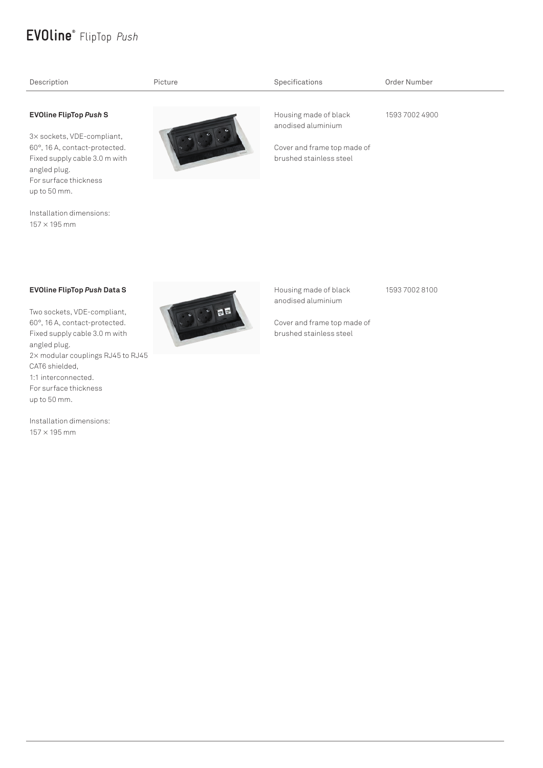# **EVOline**® FlipTop *Push*

| Description | Picture | Specifications | Order Number |
|---|---|---|---|
| **EVOline FlipTop *Push* S**<br><br>3× sockets, VDE-compliant, 60°, 16 A, contact-protected. Fixed supply cable 3.0 m with angled plug. For surface thickness up to 50 mm.<br><br>Installation dimensions: 157 × 195 mm | | Housing made of black anodised aluminium<br><br>Cover and frame top made of brushed stainless steel | 1593 7002 4900 |
| **EVOline FlipTop *Push* Data S**<br><br>Two sockets, VDE-compliant, 60°, 16 A, contact-protected. Fixed supply cable 3.0 m with angled plug. 2× modular couplings RJ45 to RJ45 CAT6 shielded, 1:1 interconnected. For surface thickness up to 50 mm.<br><br>Installation dimensions: 157 × 195 mm | | Housing made of black anodised aluminium<br><br>Cover and frame top made of brushed stainless steel | 1593 7002 8100 |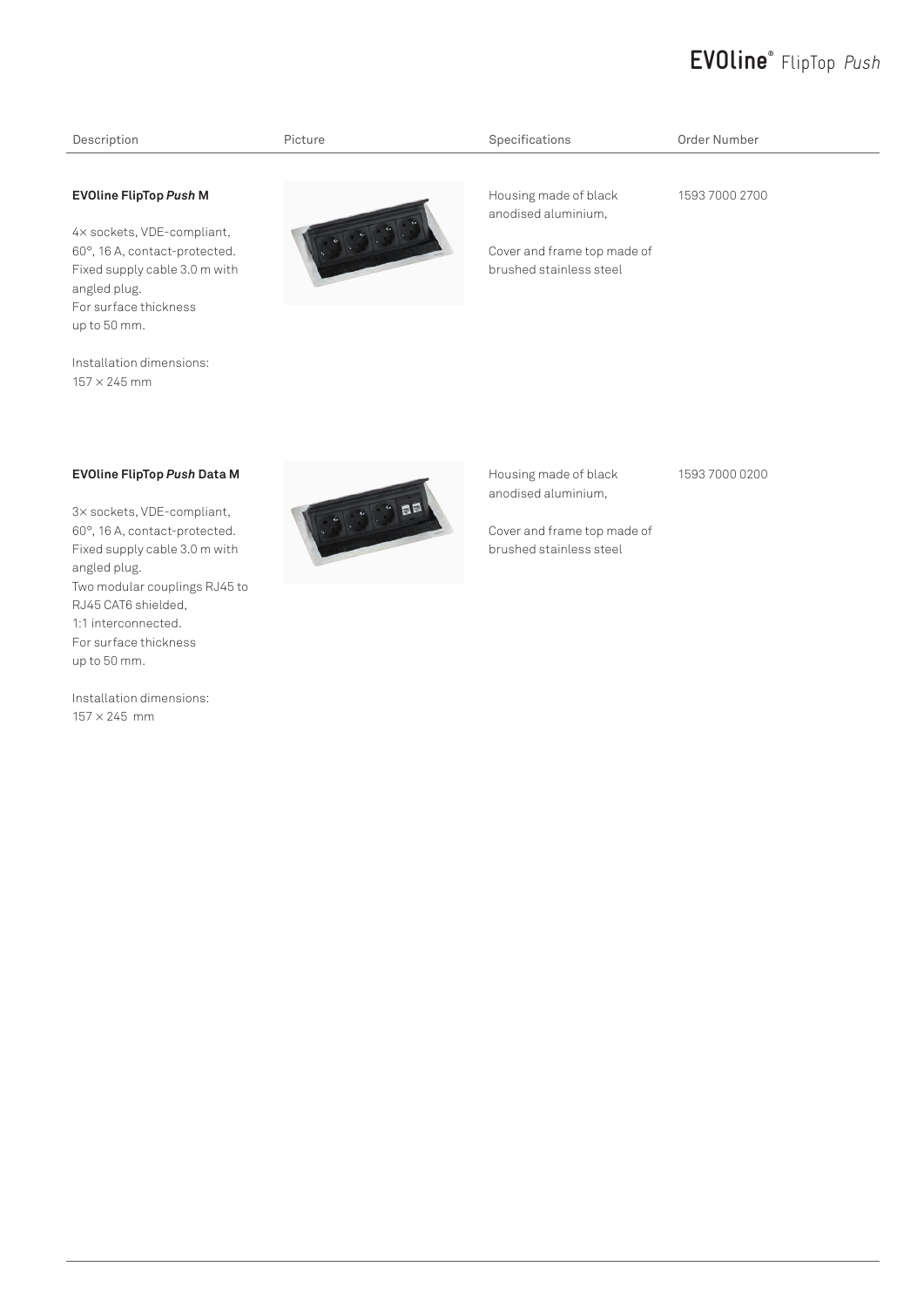| Description | Picture | Specifications | Order Number |
|---|---|---|---|
| **EVOline FlipTop *Push* M**<br><br>4× sockets, VDE-compliant, 60°, 16 A, contact-protected. Fixed supply cable 3.0 m with angled plug. For surface thickness up to 50 mm.<br><br>Installation dimensions: 157 × 245 mm | | Housing made of black anodised aluminium,<br><br>Cover and frame top made of brushed stainless steel | 1593 7000 2700 |
| **EVOline FlipTop *Push* Data M**<br><br>3× sockets, VDE-compliant, 60°, 16 A, contact-protected. Fixed supply cable 3.0 m with angled plug. Two modular couplings RJ45 to RJ45 CAT6 shielded, 1:1 interconnected. For surface thickness up to 50 mm.<br><br>Installation dimensions: 157 × 245 mm | | Housing made of black anodised aluminium,<br><br>Cover and frame top made of brushed stainless steel | 1593 7000 0200 |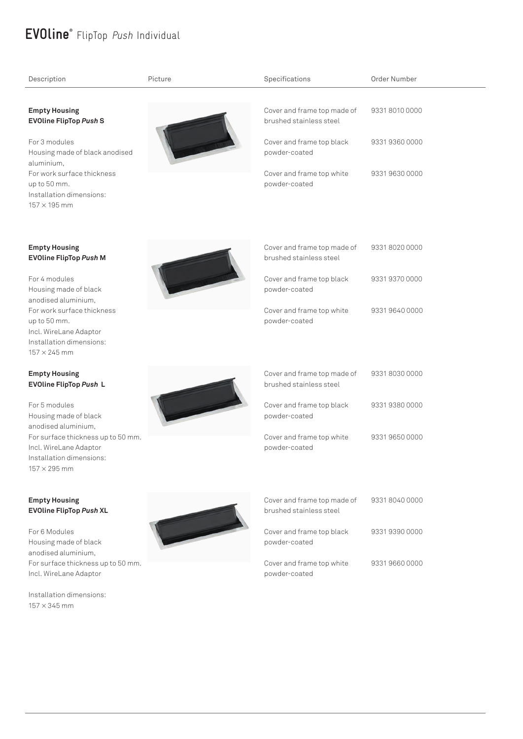# EVOline® FlipTop *Push* Individual

| Description | Picture | Specifications | Order Number |
|---|---|---|---|
| **Empty Housing EVOline FlipTop *Push* S**<br><br>For 3 modules<br>Housing made of black anodised aluminium,<br>For work surface thickness up to 50 mm.<br>Installation dimensions:<br>157 × 195 mm | | Cover and frame top made of brushed stainless steel<br><br>Cover and frame top black powder-coated<br><br>Cover and frame top white powder-coated | 9331 8010 0000<br><br>9331 9360 0000<br><br>9331 9630 0000 |
| **Empty Housing EVOline FlipTop *Push* M**<br><br>For 4 modules<br>Housing made of black anodised aluminium,<br>For work surface thickness up to 50 mm.<br>Incl. WireLane Adaptor<br>Installation dimensions:<br>157 × 245 mm | | Cover and frame top made of brushed stainless steel<br><br>Cover and frame top black powder-coated<br><br>Cover and frame top white powder-coated | 9331 8020 0000<br><br>9331 9370 0000<br><br>9331 9640 0000 |
| **Empty Housing EVOline FlipTop *Push* L**<br><br>For 5 modules<br>Housing made of black anodised aluminium,<br>For surface thickness up to 50 mm.<br>Incl. WireLane Adaptor<br>Installation dimensions:<br>157 × 295 mm | | Cover and frame top made of brushed stainless steel<br><br>Cover and frame top black powder-coated<br><br>Cover and frame top white powder-coated | 9331 8030 0000<br><br>9331 9380 0000<br><br>9331 9650 0000 |
| **Empty Housing EVOline FlipTop *Push* XL**<br><br>For 6 Modules<br>Housing made of black anodised aluminium,<br>For surface thickness up to 50 mm.<br>Incl. WireLane Adaptor<br><br>Installation dimensions:<br>157 × 345 mm | | Cover and frame top made of brushed stainless steel<br><br>Cover and frame top black powder-coated<br><br>Cover and frame top white powder-coated | 9331 8040 0000<br><br>9331 9390 0000<br><br>9331 9660 0000 |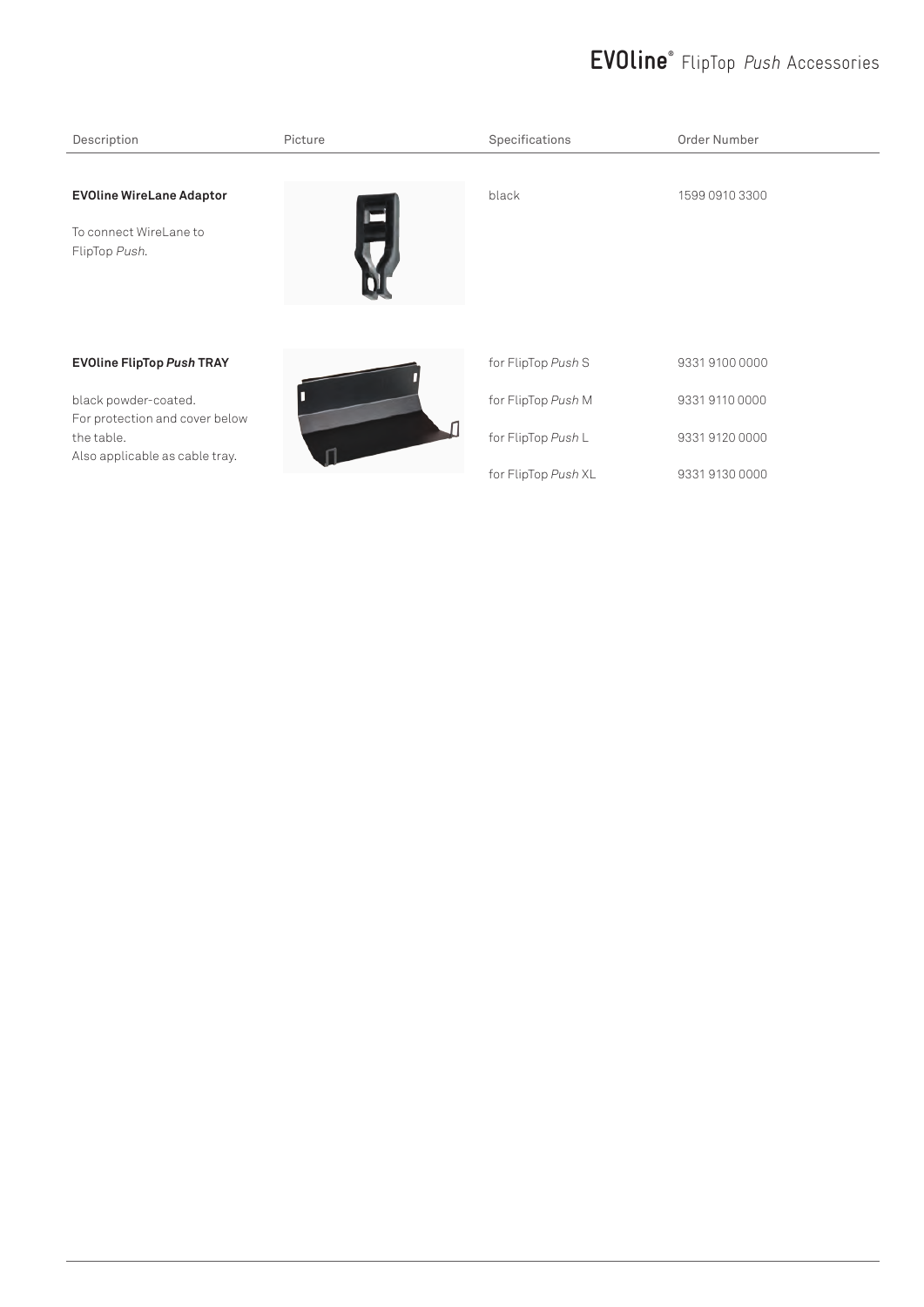| Description | Picture | Specifications | Order Number |
| --- | --- | --- | --- |
| **EVOline WireLane Adaptor**<br><br>To connect WireLane to FlipTop *Push*. | | black | 1599 0910 3300 |
| **EVOline FlipTop *Push* TRAY**<br><br>black powder-coated.<br>For protection and cover below the table.<br>Also applicable as cable tray. | | for FlipTop *Push* S | 9331 9100 0000 |
| | | for FlipTop *Push* M | 9331 9110 0000 |
| | | for FlipTop *Push* L | 9331 9120 0000 |
| | | for FlipTop *Push* XL | 9331 9130 0000 |